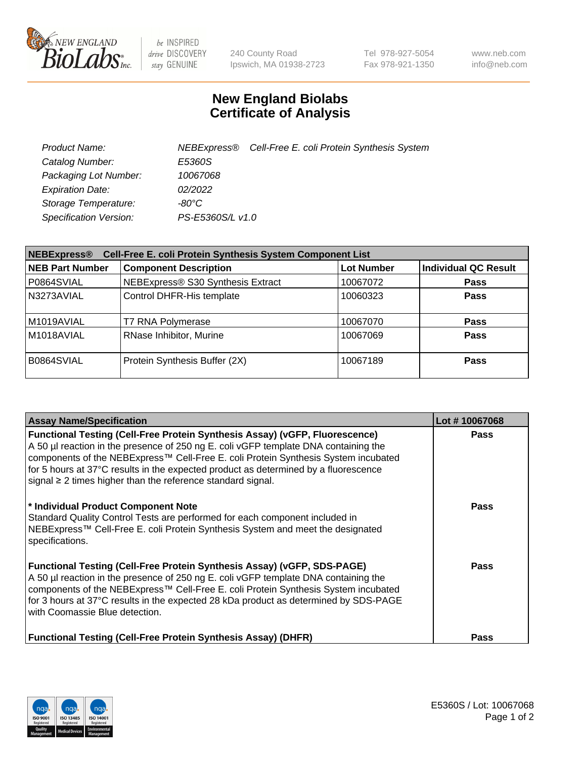New England Biolabs, 240 County Road, Ipswich, MA 01938-2723 | Tel 978-927-5054, Fax 978-921-1350 | www.neb.com, info@neb.com

# New England Biolabs
# Certificate of Analysis

| | |
|---|---|
| *Product Name:* | *NEBExpress® Cell-Free E. coli Protein Synthesis System* |
| *Catalog Number:* | *E5360S* |
| *Packaging Lot Number:* | *10067068* |
| *Expiration Date:* | *02/2022* |
| *Storage Temperature:* | *-80°C* |
| *Specification Version:* | *PS-E5360S/L v1.0* |

**NEBExpress® Cell-Free E. coli Protein Synthesis System Component List**

| NEB Part Number | Component Description | Lot Number | Individual QC Result |
|---|---|---|---|
| P0864SVIAL | NEBExpress® S30 Synthesis Extract | 10067072 | **Pass** |
| N3273AVIAL | Control DHFR-His template | 10060323 | **Pass** |
| M1019AVIAL | T7 RNA Polymerase | 10067070 | **Pass** |
| M1018AVIAL | RNase Inhibitor, Murine | 10067069 | **Pass** |
| B0864SVIAL | Protein Synthesis Buffer (2X) | 10067189 | **Pass** |

| Assay Name/Specification | Lot # 10067068 |
|---|---|
| **Functional Testing (Cell-Free Protein Synthesis Assay) (vGFP, Fluorescence)** A 50 µl reaction in the presence of 250 ng E. coli vGFP template DNA containing the components of the NEBExpress™ Cell-Free E. coli Protein Synthesis System incubated for 5 hours at 37°C results in the expected product as determined by a fluorescence signal ≥ 2 times higher than the reference standard signal. | **Pass** |
| **\* Individual Product Component Note** Standard Quality Control Tests are performed for each component included in NEBExpress™ Cell-Free E. coli Protein Synthesis System and meet the designated specifications. | **Pass** |
| **Functional Testing (Cell-Free Protein Synthesis Assay) (vGFP, SDS-PAGE)** A 50 µl reaction in the presence of 250 ng E. coli vGFP template DNA containing the components of the NEBExpress™ Cell-Free E. coli Protein Synthesis System incubated for 3 hours at 37°C results in the expected 28 kDa product as determined by SDS-PAGE with Coomassie Blue detection. | **Pass** |
| **Functional Testing (Cell-Free Protein Synthesis Assay) (DHFR)** | **Pass** |

E5360S / Lot: 10067068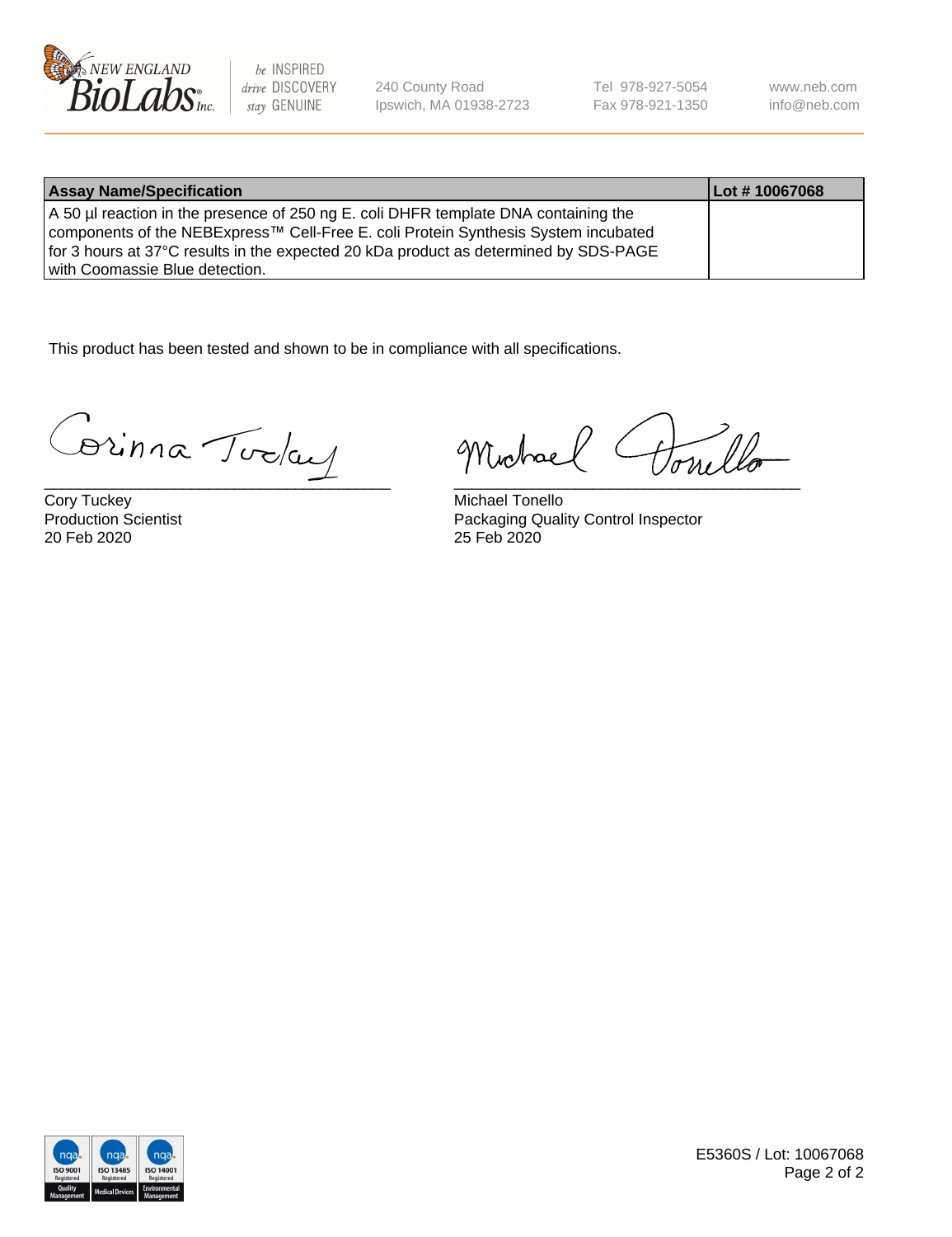| Assay Name/Specification | Lot # 10067068 |
| --- | --- |
| A 50 µl reaction in the presence of 250 ng E. coli DHFR template DNA containing the components of the NEBExpress™ Cell-Free E. coli Protein Synthesis System incubated for 3 hours at 37°C results in the expected 20 kDa product as determined by SDS-PAGE with Coomassie Blue detection. | |

This product has been tested and shown to be in compliance with all specifications.

Cory Tuckey
Production Scientist
20 Feb 2020

Michael Tonello
Packaging Quality Control Inspector
25 Feb 2020

E5360S / Lot: 10067068